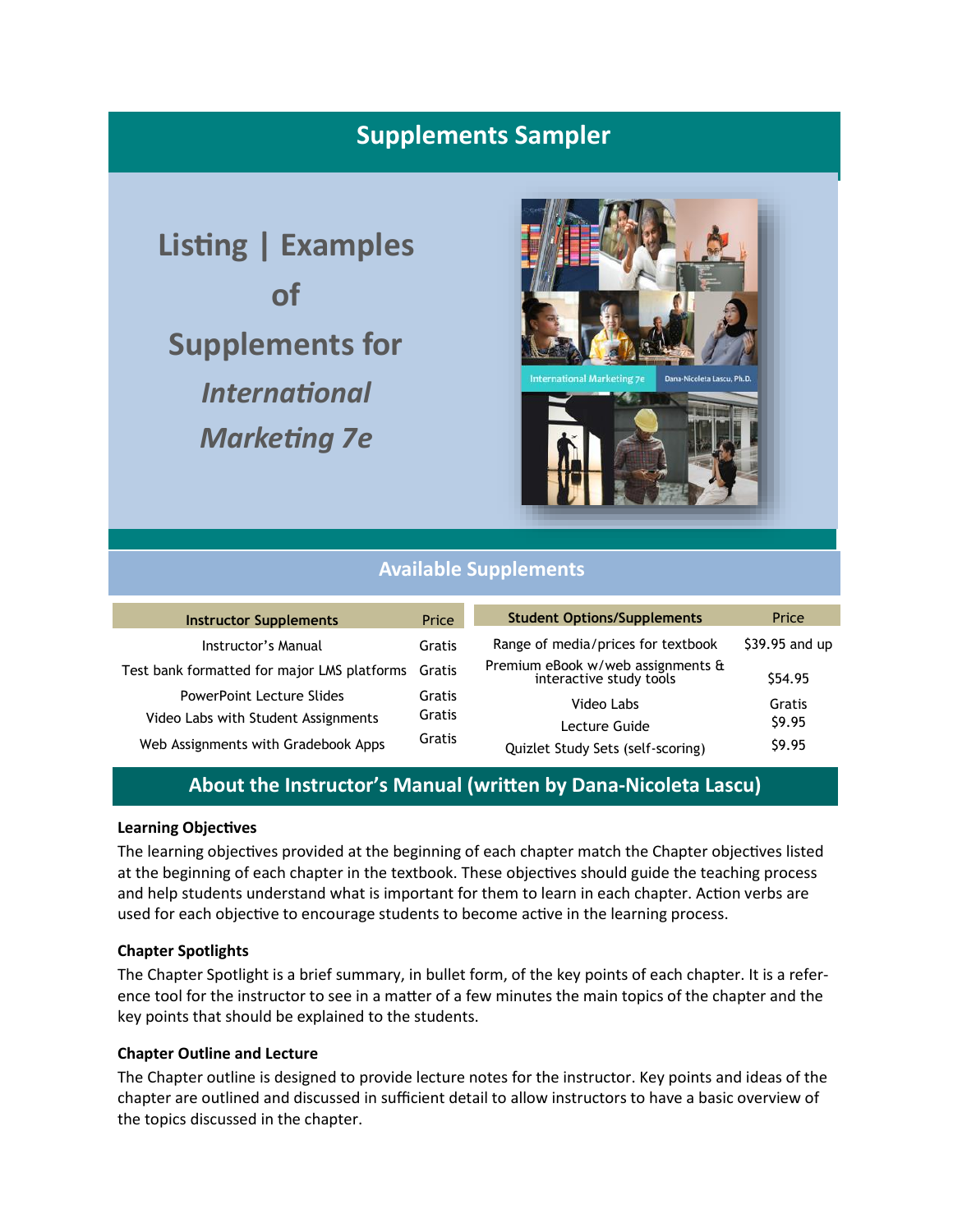# Supplements Sampler

## Listing | Examples of Supplements for *International Marketing 7e*

## Available Supplements

| Instructor Supplements | Price |
|---|---|
| Instructor's Manual | Gratis |
| Test bank formatted for major LMS platforms | Gratis |
| PowerPoint Lecture Slides | Gratis |
| Video Labs with Student Assignments | Gratis |
| Web Assignments with Gradebook Apps | Gratis |

| Student Options/Supplements | Price |
|---|---|
| Range of media/prices for textbook | $39.95 and up |
| Premium eBook w/web assignments & interactive study tools | $54.95 |
| Video Labs | Gratis |
| Lecture Guide | $9.95 |
| Quizlet Study Sets (self-scoring) | $9.95 |

## About the Instructor's Manual (written by Dana-Nicoleta Lascu)

**Learning Objectives**

The learning objectives provided at the beginning of each chapter match the Chapter objectives listed at the beginning of each chapter in the textbook. These objectives should guide the teaching process and help students understand what is important for them to learn in each chapter. Action verbs are used for each objective to encourage students to become active in the learning process.

**Chapter Spotlights**

The Chapter Spotlight is a brief summary, in bullet form, of the key points of each chapter. It is a reference tool for the instructor to see in a matter of a few minutes the main topics of the chapter and the key points that should be explained to the students.

**Chapter Outline and Lecture**

The Chapter outline is designed to provide lecture notes for the instructor. Key points and ideas of the chapter are outlined and discussed in sufficient detail to allow instructors to have a basic overview of the topics discussed in the chapter.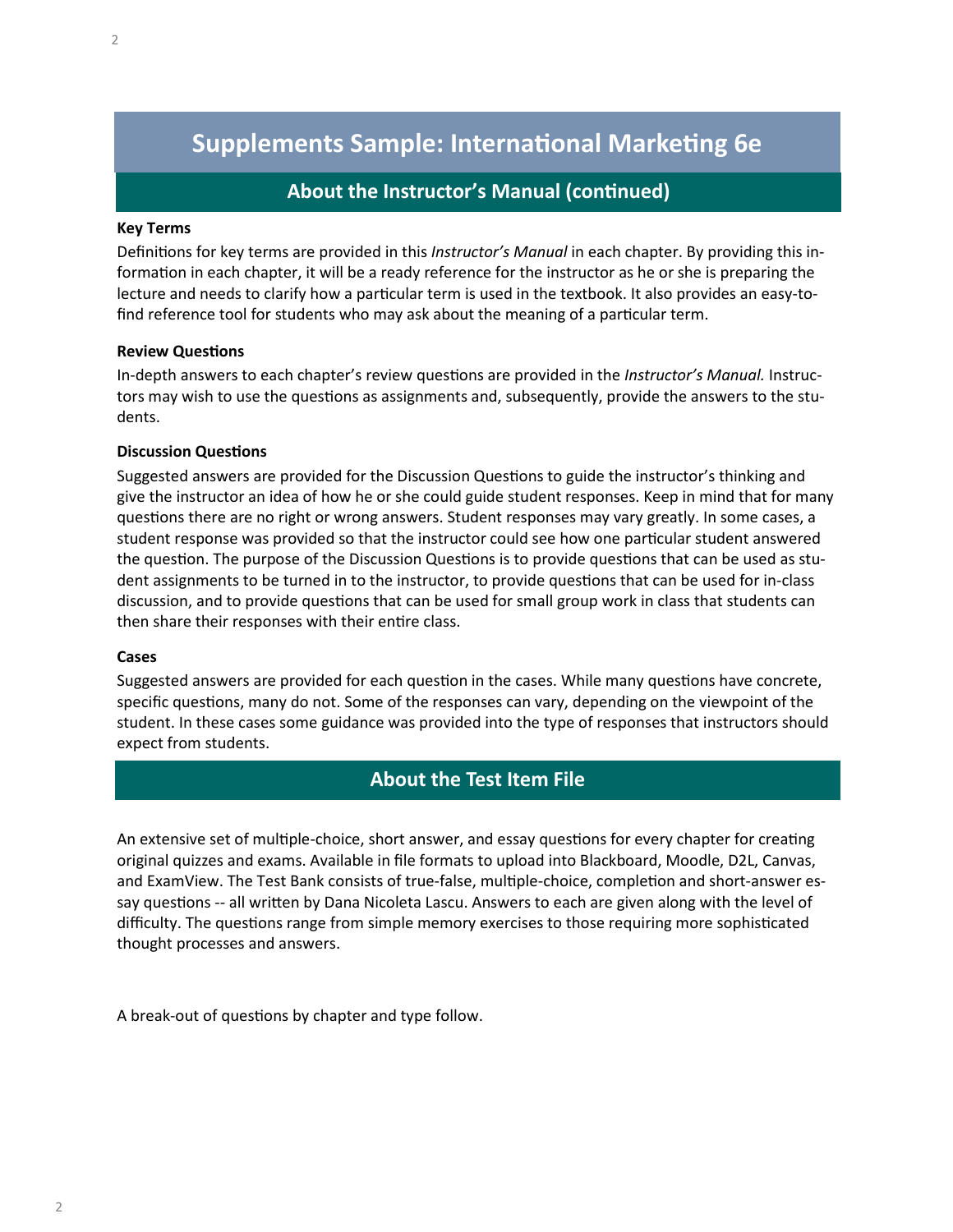# Supplements Sample: International Marketing 6e

## About the Instructor's Manual (continued)

**Key Terms**

Definitions for key terms are provided in this *Instructor's Manual* in each chapter. By providing this information in each chapter, it will be a ready reference for the instructor as he or she is preparing the lecture and needs to clarify how a particular term is used in the textbook. It also provides an easy-to-find reference tool for students who may ask about the meaning of a particular term.

**Review Questions**

In-depth answers to each chapter's review questions are provided in the *Instructor's Manual.* Instructors may wish to use the questions as assignments and, subsequently, provide the answers to the students.

**Discussion Questions**

Suggested answers are provided for the Discussion Questions to guide the instructor's thinking and give the instructor an idea of how he or she could guide student responses. Keep in mind that for many questions there are no right or wrong answers. Student responses may vary greatly. In some cases, a student response was provided so that the instructor could see how one particular student answered the question. The purpose of the Discussion Questions is to provide questions that can be used as student assignments to be turned in to the instructor, to provide questions that can be used for in-class discussion, and to provide questions that can be used for small group work in class that students can then share their responses with their entire class.

**Cases**

Suggested answers are provided for each question in the cases. While many questions have concrete, specific questions, many do not. Some of the responses can vary, depending on the viewpoint of the student. In these cases some guidance was provided into the type of responses that instructors should expect from students.

## About the Test Item File

An extensive set of multiple-choice, short answer, and essay questions for every chapter for creating original quizzes and exams. Available in file formats to upload into Blackboard, Moodle, D2L, Canvas, and ExamView. The Test Bank consists of true-false, multiple-choice, completion and short-answer essay questions -- all written by Dana Nicoleta Lascu. Answers to each are given along with the level of difficulty. The questions range from simple memory exercises to those requiring more sophisticated thought processes and answers.

A break-out of questions by chapter and type follow.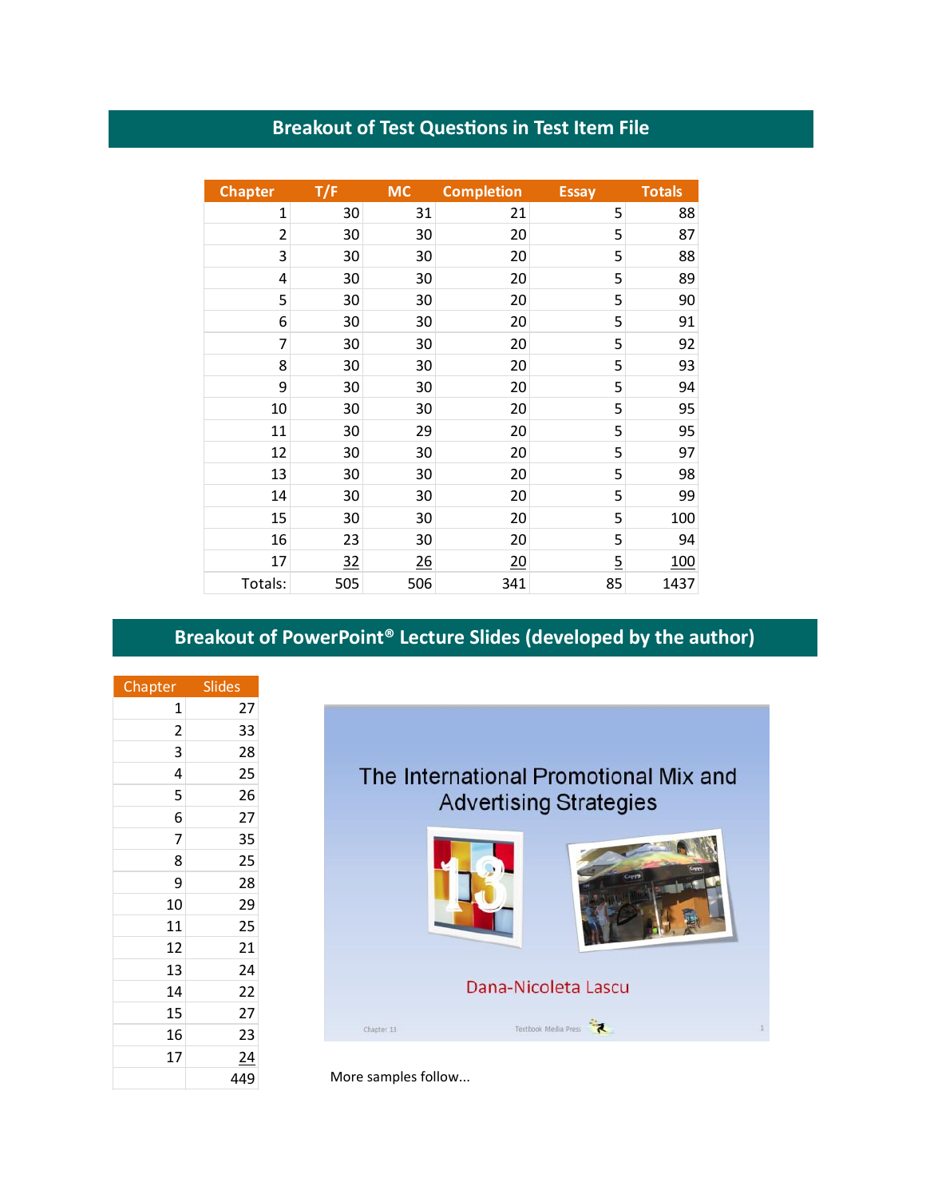## Breakout of Test Questions in Test Item File

| Chapter | T/F | MC | Completion | Essay | Totals |
|---|---|---|---|---|---|
| 1 | 30 | 31 | 21 | 5 | 88 |
| 2 | 30 | 30 | 20 | 5 | 87 |
| 3 | 30 | 30 | 20 | 5 | 88 |
| 4 | 30 | 30 | 20 | 5 | 89 |
| 5 | 30 | 30 | 20 | 5 | 90 |
| 6 | 30 | 30 | 20 | 5 | 91 |
| 7 | 30 | 30 | 20 | 5 | 92 |
| 8 | 30 | 30 | 20 | 5 | 93 |
| 9 | 30 | 30 | 20 | 5 | 94 |
| 10 | 30 | 30 | 20 | 5 | 95 |
| 11 | 30 | 29 | 20 | 5 | 95 |
| 12 | 30 | 30 | 20 | 5 | 97 |
| 13 | 30 | 30 | 20 | 5 | 98 |
| 14 | 30 | 30 | 20 | 5 | 99 |
| 15 | 30 | 30 | 20 | 5 | 100 |
| 16 | 23 | 30 | 20 | 5 | 94 |
| 17 | 32 | 26 | 20 | 5 | 100 |
| Totals: | 505 | 506 | 341 | 85 | 1437 |

## Breakout of PowerPoint® Lecture Slides (developed by the author)

| Chapter | Slides |
|---|---|
| 1 | 27 |
| 2 | 33 |
| 3 | 28 |
| 4 | 25 |
| 5 | 26 |
| 6 | 27 |
| 7 | 35 |
| 8 | 25 |
| 9 | 28 |
| 10 | 29 |
| 11 | 25 |
| 12 | 21 |
| 13 | 24 |
| 14 | 22 |
| 15 | 27 |
| 16 | 23 |
| 17 | 24 |
| | 449 |

The International Promotional Mix and Advertising Strategies

Dana-Nicoleta Lascu

Chapter 13 Textbook Media Press 1

More samples follow...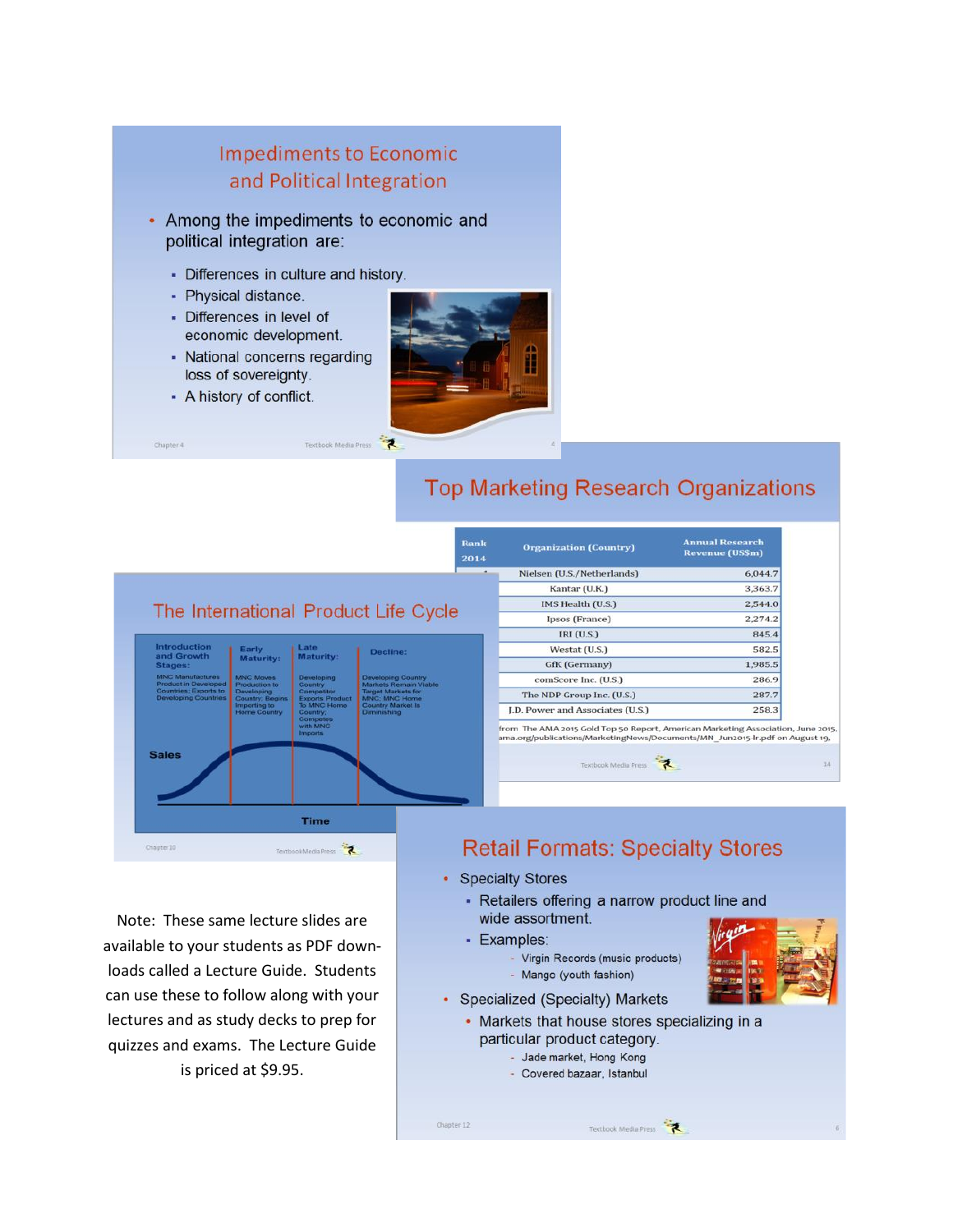## Impediments to Economic and Political Integration

- Among the impediments to economic and political integration are:
  - Differences in culture and history.
  - Physical distance.
  - Differences in level of economic development.
  - National concerns regarding loss of sovereignty.
  - A history of conflict.

## Top Marketing Research Organizations

| Rank 2014 | Organization (Country) | Annual Research Revenue (US$m) |
|---|---|---|
| 1 | Nielsen (U.S./Netherlands) | 6,044.7 |
| | Kantar (U.K.) | 3,363.7 |
| | IMS Health (U.S.) | 2,544.0 |
| | Ipsos (France) | 2,274.2 |
| | IRI (U.S.) | 845.4 |
| | Westat (U.S.) | 582.5 |
| | GfK (Germany) | 1,985.5 |
| | comScore Inc. (U.S.) | 286.9 |
| | The NDP Group Inc. (U.S.) | 287.7 |
| | J.D. Power and Associates (U.S.) | 258.3 |

from The AMA 2015 Gold Top 50 Report, American Marketing Association, June 2015, ama.org/publications/MarketingNews/Documents/MN_Jun2015-lr.pdf on August 19,

## The International Product Life Cycle

Introduction and Growth Stages: MNC Manufactures Product in Developed Countries; Exports to Developing Countries

Early Maturity: MNC Moves Production to Developing Country; Begins Importing to Home Country

Late Maturity: Developing Country Competitor Exports Product To MNC Home Country; Competes with MNC Imports

Decline: Developing Country Markets Remain Viable Target Markets for MNC; MNC Home Country Market Is Diminishing

Sales

Time

## Retail Formats: Specialty Stores

- Specialty Stores
  - Retailers offering a narrow product line and wide assortment.
  - Examples:
    - Virgin Records (music products)
    - Mango (youth fashion)
- Specialized (Specialty) Markets
  - Markets that house stores specializing in a particular product category.
    - Jade market, Hong Kong
    - Covered bazaar, Istanbul

Note: These same lecture slides are available to your students as PDF downloads called a Lecture Guide. Students can use these to follow along with your lectures and as study decks to prep for quizzes and exams. The Lecture Guide is priced at $9.95.